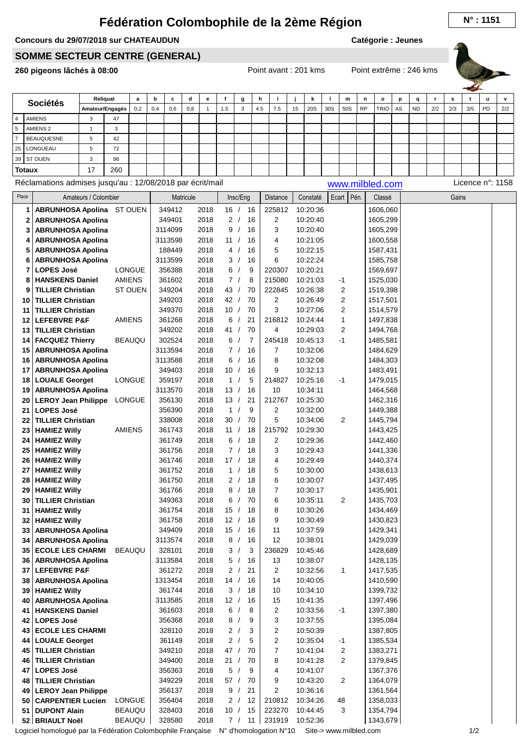# Fédération Colombophile de la 2ème Région

**N° : 1151**

**Concours du 29/07/2018 sur CHATEAUDUN** — **Catégorie : Jeunes**

## SOMME SECTEUR CENTRE (GENERAL)

**260 pigeons lâchés à 08:00** — Point avant : 201 kms — Point extrême : 246 kms

| | Sociétés | Reliquat Amateur/Engagés | | a 0,2 | b 0,4 | c 0,6 | d 0,8 | e 1 | f 1.5 | g 3 | h 4.5 | i 7.5 | j 15 | k 20S | l 30S | m 50S | n RP | o TRIO | p AS | q ND | r 2/2 | s 2/3 | t 3/5 | u PD | v 2/2 |
|---|---|---|---|---|---|---|---|---|---|---|---|---|---|---|---|---|---|---|---|---|---|---|---|---|---|
| 4 | AMIENS | 3 | 47 | | | | | | | | | | | | | | | | | | | | | | |
| 5 | AMIENS 2 | 1 | 3 | | | | | | | | | | | | | | | | | | | | | | |
| 7 | BEAUQUESNE | 5 | 42 | | | | | | | | | | | | | | | | | | | | | | |
| 25 | LONGUEAU | 5 | 72 | | | | | | | | | | | | | | | | | | | | | | |
| 39 | ST OUEN | 3 | 96 | | | | | | | | | | | | | | | | | | | | | | |
| **Totaux** | | 17 | 260 | | | | | | | | | | | | | | | | | | | | | | |

Réclamations admises jusqu'au : 12/08/2018 par écrit/mail — www.milbled.com — Licence n°: 1158

| Place | Amateurs / Colombier | | Matricule | | Insc/Eng | Distance | Constaté | Ecart | Pén. | Classé | Gains |
|---|---|---|---|---|---|---|---|---|---|---|---|
| 1 | **ABRUNHOSA Apolina** | ST OUEN | 349412 | 2018 | 16 / 16 | 225812 | 10:20:36 | | | 1606,060 | |
| 2 | **ABRUNHOSA Apolina** | | 349401 | 2018 | 2 / 16 | 2 | 10:20:40 | | | 1605,299 | |
| 3 | **ABRUNHOSA Apolina** | | 3114099 | 2018 | 9 / 16 | 3 | 10:20:40 | | | 1605,299 | |
| 4 | **ABRUNHOSA Apolina** | | 3113598 | 2018 | 11 / 16 | 4 | 10:21:05 | | | 1600,558 | |
| 5 | **ABRUNHOSA Apolina** | | 188449 | 2018 | 4 / 16 | 5 | 10:22:15 | | | 1587,431 | |
| 6 | **ABRUNHOSA Apolina** | | 3113599 | 2018 | 3 / 16 | 6 | 10:22:24 | | | 1585,758 | |
| 7 | **LOPES José** | LONGUE | 356388 | 2018 | 6 / 9 | 220307 | 10:20:21 | | | 1569,697 | |
| 8 | **HANSKENS Daniel** | AMIENS | 361602 | 2018 | 7 / 8 | 215080 | 10:21:03 | -1 | | 1525,030 | |
| 9 | **TILLIER Christian** | ST OUEN | 349204 | 2018 | 43 / 70 | 222845 | 10:26:38 | 2 | | 1519,398 | |
| 10 | **TILLIER Christian** | | 349203 | 2018 | 42 / 70 | 2 | 10:26:49 | 2 | | 1517,501 | |
| 11 | **TILLIER Christian** | | 349370 | 2018 | 10 / 70 | 3 | 10:27:06 | 2 | | 1514,579 | |
| 12 | **LEFEBVRE P&F** | AMIENS | 361268 | 2018 | 6 / 21 | 216812 | 10:24:44 | 1 | | 1497,838 | |
| 13 | **TILLIER Christian** | | 349202 | 2018 | 41 / 70 | 4 | 10:29:03 | 2 | | 1494,768 | |
| 14 | **FACQUEZ Thierry** | BEAUQU | 302524 | 2018 | 6 / 7 | 245418 | 10:45:13 | -1 | | 1485,581 | |
| 15 | **ABRUNHOSA Apolina** | | 3113594 | 2018 | 7 / 16 | 7 | 10:32:06 | | | 1484,629 | |
| 16 | **ABRUNHOSA Apolina** | | 3113588 | 2018 | 6 / 16 | 8 | 10:32:08 | | | 1484,303 | |
| 17 | **ABRUNHOSA Apolina** | | 349403 | 2018 | 10 / 16 | 9 | 10:32:13 | | | 1483,491 | |
| 18 | **LOUALE Georget** | LONGUE | 359197 | 2018 | 1 / 5 | 214827 | 10:25:16 | -1 | | 1479,015 | |
| 19 | **ABRUNHOSA Apolina** | | 3113570 | 2018 | 13 / 16 | 10 | 10:34:11 | | | 1464,568 | |
| 20 | **LEROY Jean Philippe** | LONGUE | 356130 | 2018 | 13 / 21 | 212767 | 10:25:30 | | | 1462,316 | |
| 21 | **LOPES José** | | 356390 | 2018 | 1 / 9 | 2 | 10:32:00 | | | 1449,388 | |
| 22 | **TILLIER Christian** | | 338008 | 2018 | 30 / 70 | 5 | 10:34:06 | 2 | | 1445,794 | |
| 23 | **HAMIEZ Willy** | AMIENS | 361743 | 2018 | 11 / 18 | 215792 | 10:29:30 | | | 1443,425 | |
| 24 | **HAMIEZ Willy** | | 361749 | 2018 | 6 / 18 | 2 | 10:29:36 | | | 1442,460 | |
| 25 | **HAMIEZ Willy** | | 361756 | 2018 | 7 / 18 | 3 | 10:29:43 | | | 1441,336 | |
| 26 | **HAMIEZ Willy** | | 361746 | 2018 | 17 / 18 | 4 | 10:29:49 | | | 1440,374 | |
| 27 | **HAMIEZ Willy** | | 361752 | 2018 | 1 / 18 | 5 | 10:30:00 | | | 1438,613 | |
| 28 | **HAMIEZ Willy** | | 361750 | 2018 | 2 / 18 | 6 | 10:30:07 | | | 1437,495 | |
| 29 | **HAMIEZ Willy** | | 361766 | 2018 | 8 / 18 | 7 | 10:30:17 | | | 1435,901 | |
| 30 | **TILLIER Christian** | | 349363 | 2018 | 6 / 70 | 6 | 10:35:11 | 2 | | 1435,703 | |
| 31 | **HAMIEZ Willy** | | 361754 | 2018 | 15 / 18 | 8 | 10:30:26 | | | 1434,469 | |
| 32 | **HAMIEZ Willy** | | 361758 | 2018 | 12 / 18 | 9 | 10:30:49 | | | 1430,823 | |
| 33 | **ABRUNHOSA Apolina** | | 349409 | 2018 | 15 / 16 | 11 | 10:37:59 | | | 1429,341 | |
| 34 | **ABRUNHOSA Apolina** | | 3113574 | 2018 | 8 / 16 | 12 | 10:38:01 | | | 1429,039 | |
| 35 | **ECOLE LES CHARMI** | BEAUQU | 328101 | 2018 | 3 / 3 | 236829 | 10:45:46 | | | 1428,689 | |
| 36 | **ABRUNHOSA Apolina** | | 3113584 | 2018 | 5 / 16 | 13 | 10:38:07 | | | 1428,135 | |
| 37 | **LEFEBVRE P&F** | | 361272 | 2018 | 2 / 21 | 2 | 10:32:56 | 1 | | 1417,535 | |
| 38 | **ABRUNHOSA Apolina** | | 1313454 | 2018 | 14 / 16 | 14 | 10:40:05 | | | 1410,590 | |
| 39 | **HAMIEZ Willy** | | 361744 | 2018 | 3 / 18 | 10 | 10:34:10 | | | 1399,732 | |
| 40 | **ABRUNHOSA Apolina** | | 3113585 | 2018 | 12 / 16 | 15 | 10:41:35 | | | 1397,496 | |
| 41 | **HANSKENS Daniel** | | 361603 | 2018 | 6 / 8 | 2 | 10:33:56 | -1 | | 1397,380 | |
| 42 | **LOPES José** | | 356368 | 2018 | 8 / 9 | 3 | 10:37:55 | | | 1395,084 | |
| 43 | **ECOLE LES CHARMI** | | 328110 | 2018 | 2 / 3 | 2 | 10:50:39 | | | 1387,805 | |
| 44 | **LOUALE Georget** | | 361149 | 2018 | 2 / 5 | 2 | 10:35:04 | -1 | | 1385,534 | |
| 45 | **TILLIER Christian** | | 349210 | 2018 | 47 / 70 | 7 | 10:41:04 | 2 | | 1383,271 | |
| 46 | **TILLIER Christian** | | 349400 | 2018 | 21 / 70 | 8 | 10:41:28 | 2 | | 1379,845 | |
| 47 | **LOPES José** | | 356363 | 2018 | 5 / 9 | 4 | 10:41:07 | | | 1367,376 | |
| 48 | **TILLIER Christian** | | 349229 | 2018 | 57 / 70 | 9 | 10:43:20 | 2 | | 1364,079 | |
| 49 | **LEROY Jean Philippe** | | 356137 | 2018 | 9 / 21 | 2 | 10:36:16 | | | 1361,564 | |
| 50 | **CARPENTIER Lucien** | LONGUE | 356404 | 2018 | 2 / 12 | 210812 | 10:34:26 | 48 | | 1358,033 | |
| 51 | **DUPONT Alain** | BEAUQU | 328403 | 2018 | 10 / 15 | 223270 | 10:44:45 | 3 | | 1354,794 | |
| 52 | **BRIAULT Noël** | BEAUQU | 328580 | 2018 | 7 / 11 | 231919 | 10:52:36 | | | 1343,679 | |

Logiciel homologué par la Fédération Colombophile Française N° d'homologation N°10 Site-> www.milbled.com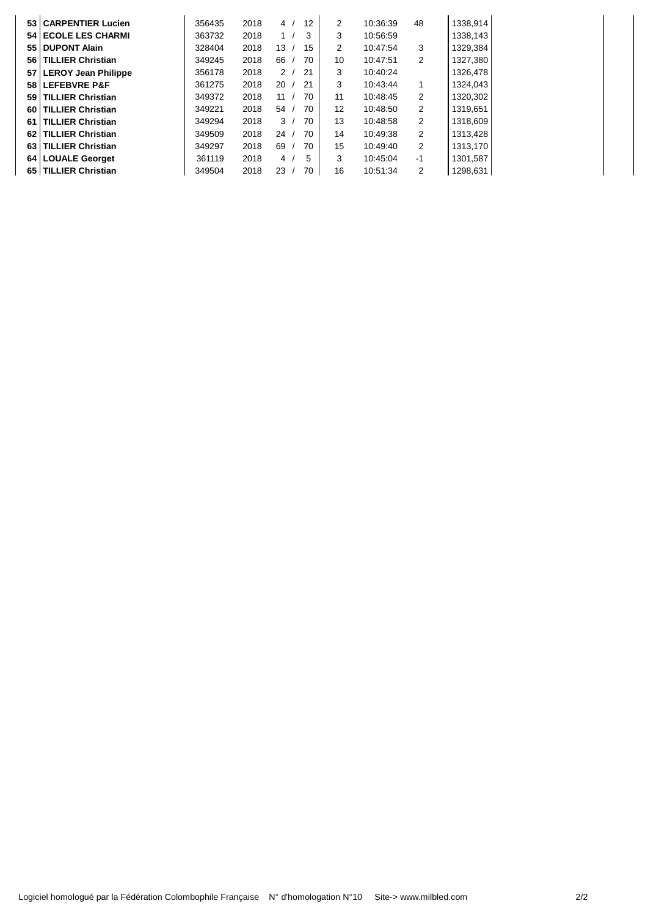| | | | | | | | | | |
|---|---|---|---|---|---|---|---|---|---|
| 53 | **CARPENTIER Lucien** | 356435 | 2018 | 4 / | 12 | 2 | 10:36:39 | 48 | 1338,914 |
| 54 | **ECOLE LES CHARMI** | 363732 | 2018 | 1 / | 3 | 3 | 10:56:59 | | 1338,143 |
| 55 | **DUPONT Alain** | 328404 | 2018 | 13 / | 15 | 2 | 10:47:54 | 3 | 1329,384 |
| 56 | **TILLIER Christian** | 349245 | 2018 | 66 / | 70 | 10 | 10:47:51 | 2 | 1327,380 |
| 57 | **LEROY Jean Philippe** | 356178 | 2018 | 2 / | 21 | 3 | 10:40:24 | | 1326,478 |
| 58 | **LEFEBVRE P&F** | 361275 | 2018 | 20 / | 21 | 3 | 10:43:44 | 1 | 1324,043 |
| 59 | **TILLIER Christian** | 349372 | 2018 | 11 / | 70 | 11 | 10:48:45 | 2 | 1320,302 |
| 60 | **TILLIER Christian** | 349221 | 2018 | 54 / | 70 | 12 | 10:48:50 | 2 | 1319,651 |
| 61 | **TILLIER Christian** | 349294 | 2018 | 3 / | 70 | 13 | 10:48:58 | 2 | 1318,609 |
| 62 | **TILLIER Christian** | 349509 | 2018 | 24 / | 70 | 14 | 10:49:38 | 2 | 1313,428 |
| 63 | **TILLIER Christian** | 349297 | 2018 | 69 / | 70 | 15 | 10:49:40 | 2 | 1313,170 |
| 64 | **LOUALE Georget** | 361119 | 2018 | 4 / | 5 | 3 | 10:45:04 | -1 | 1301,587 |
| 65 | **TILLIER Christian** | 349504 | 2018 | 23 / | 70 | 16 | 10:51:34 | 2 | 1298,631 |

Logiciel homologué par la Fédération Colombophile Française N° d'homologation N°10 Site-> www.milbled.com